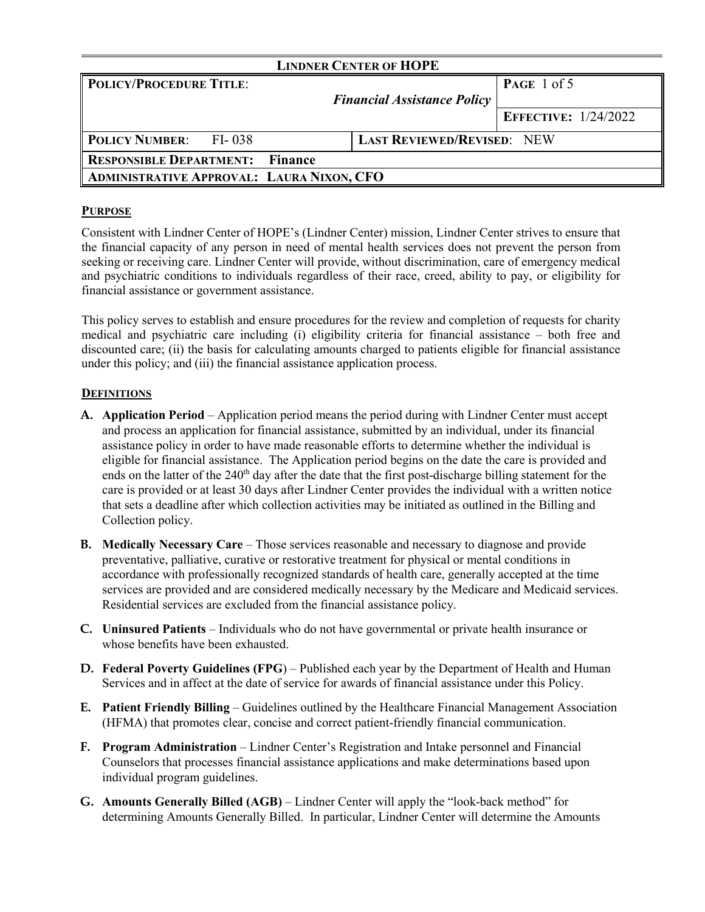# LINDNER CENTER OF HOPE

| **POLICY/PROCEDURE TITLE**: *Financial Assistance Policy* | | **PAGE** 1 of 5 |
|---|---|---|
| | | **EFFECTIVE:** 1/24/2022 |
| **POLICY NUMBER**: FI- 038 | **LAST REVIEWED/REVISED**: NEW | |
| **RESPONSIBLE DEPARTMENT: Finance** | | |
| **ADMINISTRATIVE APPROVAL: LAURA NIXON, CFO** | | |

## PURPOSE

Consistent with Lindner Center of HOPE's (Lindner Center) mission, Lindner Center strives to ensure that the financial capacity of any person in need of mental health services does not prevent the person from seeking or receiving care. Lindner Center will provide, without discrimination, care of emergency medical and psychiatric conditions to individuals regardless of their race, creed, ability to pay, or eligibility for financial assistance or government assistance.

This policy serves to establish and ensure procedures for the review and completion of requests for charity medical and psychiatric care including (i) eligibility criteria for financial assistance – both free and discounted care; (ii) the basis for calculating amounts charged to patients eligible for financial assistance under this policy; and (iii) the financial assistance application process.

## DEFINITIONS

**A. Application Period** – Application period means the period during with Lindner Center must accept and process an application for financial assistance, submitted by an individual, under its financial assistance policy in order to have made reasonable efforts to determine whether the individual is eligible for financial assistance. The Application period begins on the date the care is provided and ends on the latter of the 240th day after the date that the first post-discharge billing statement for the care is provided or at least 30 days after Lindner Center provides the individual with a written notice that sets a deadline after which collection activities may be initiated as outlined in the Billing and Collection policy.

**B. Medically Necessary Care** – Those services reasonable and necessary to diagnose and provide preventative, palliative, curative or restorative treatment for physical or mental conditions in accordance with professionally recognized standards of health care, generally accepted at the time services are provided and are considered medically necessary by the Medicare and Medicaid services. Residential services are excluded from the financial assistance policy.

**C. Uninsured Patients** – Individuals who do not have governmental or private health insurance or whose benefits have been exhausted.

**D. Federal Poverty Guidelines (FPG)** – Published each year by the Department of Health and Human Services and in affect at the date of service for awards of financial assistance under this Policy.

**E. Patient Friendly Billing** – Guidelines outlined by the Healthcare Financial Management Association (HFMA) that promotes clear, concise and correct patient-friendly financial communication.

**F. Program Administration** – Lindner Center's Registration and Intake personnel and Financial Counselors that processes financial assistance applications and make determinations based upon individual program guidelines.

**G. Amounts Generally Billed (AGB)** – Lindner Center will apply the "look-back method" for determining Amounts Generally Billed. In particular, Lindner Center will determine the Amounts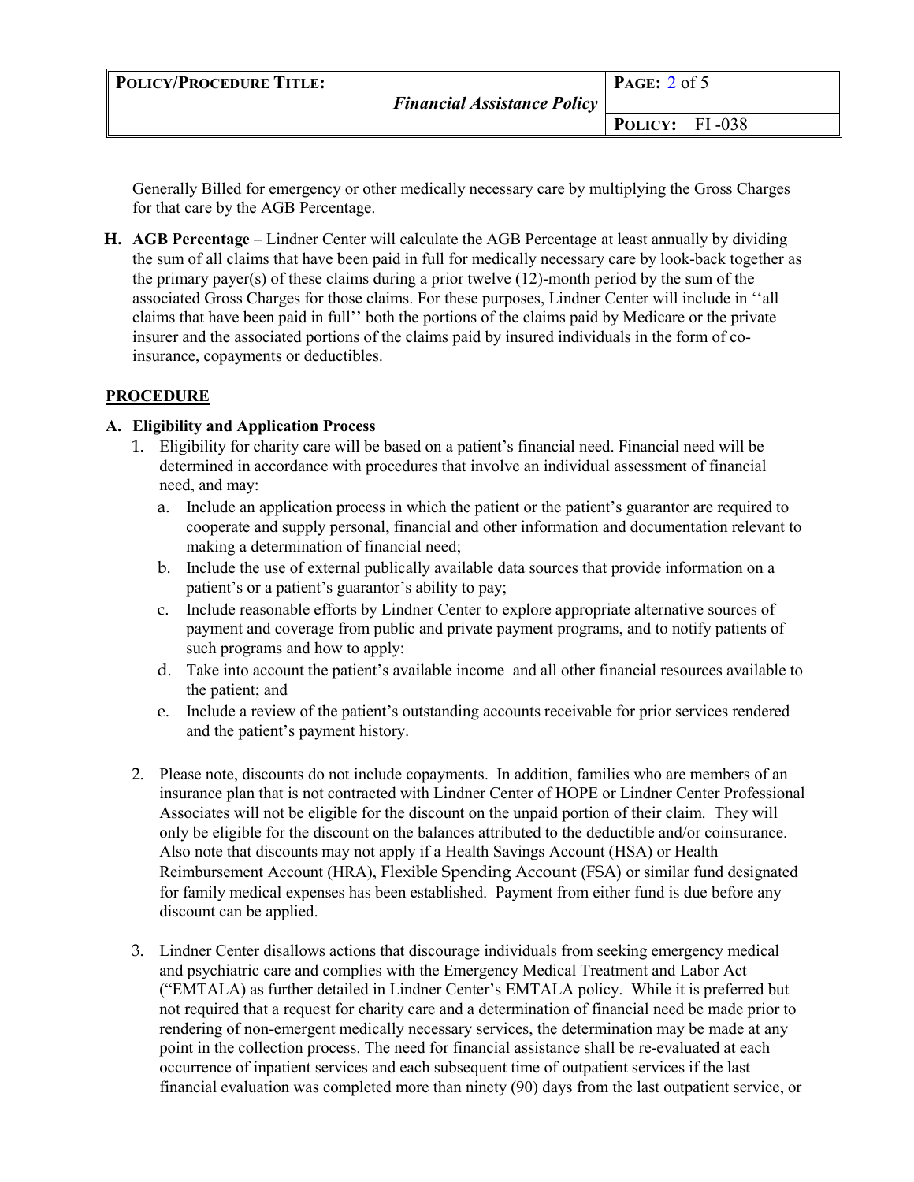Generally Billed for emergency or other medically necessary care by multiplying the Gross Charges for that care by the AGB Percentage.

**H. AGB Percentage** – Lindner Center will calculate the AGB Percentage at least annually by dividing the sum of all claims that have been paid in full for medically necessary care by look-back together as the primary payer(s) of these claims during a prior twelve (12)-month period by the sum of the associated Gross Charges for those claims. For these purposes, Lindner Center will include in ''all claims that have been paid in full'' both the portions of the claims paid by Medicare or the private insurer and the associated portions of the claims paid by insured individuals in the form of co-insurance, copayments or deductibles.

## PROCEDURE

### A. Eligibility and Application Process

1. Eligibility for charity care will be based on a patient's financial need. Financial need will be determined in accordance with procedures that involve an individual assessment of financial need, and may:
   a. Include an application process in which the patient or the patient's guarantor are required to cooperate and supply personal, financial and other information and documentation relevant to making a determination of financial need;
   b. Include the use of external publically available data sources that provide information on a patient's or a patient's guarantor's ability to pay;
   c. Include reasonable efforts by Lindner Center to explore appropriate alternative sources of payment and coverage from public and private payment programs, and to notify patients of such programs and how to apply:
   d. Take into account the patient's available income and all other financial resources available to the patient; and
   e. Include a review of the patient's outstanding accounts receivable for prior services rendered and the patient's payment history.

2. Please note, discounts do not include copayments. In addition, families who are members of an insurance plan that is not contracted with Lindner Center of HOPE or Lindner Center Professional Associates will not be eligible for the discount on the unpaid portion of their claim. They will only be eligible for the discount on the balances attributed to the deductible and/or coinsurance. Also note that discounts may not apply if a Health Savings Account (HSA) or Health Reimbursement Account (HRA), Flexible Spending Account (FSA) or similar fund designated for family medical expenses has been established. Payment from either fund is due before any discount can be applied.

3. Lindner Center disallows actions that discourage individuals from seeking emergency medical and psychiatric care and complies with the Emergency Medical Treatment and Labor Act ("EMTALA) as further detailed in Lindner Center's EMTALA policy. While it is preferred but not required that a request for charity care and a determination of financial need be made prior to rendering of non-emergent medically necessary services, the determination may be made at any point in the collection process. The need for financial assistance shall be re-evaluated at each occurrence of inpatient services and each subsequent time of outpatient services if the last financial evaluation was completed more than ninety (90) days from the last outpatient service, or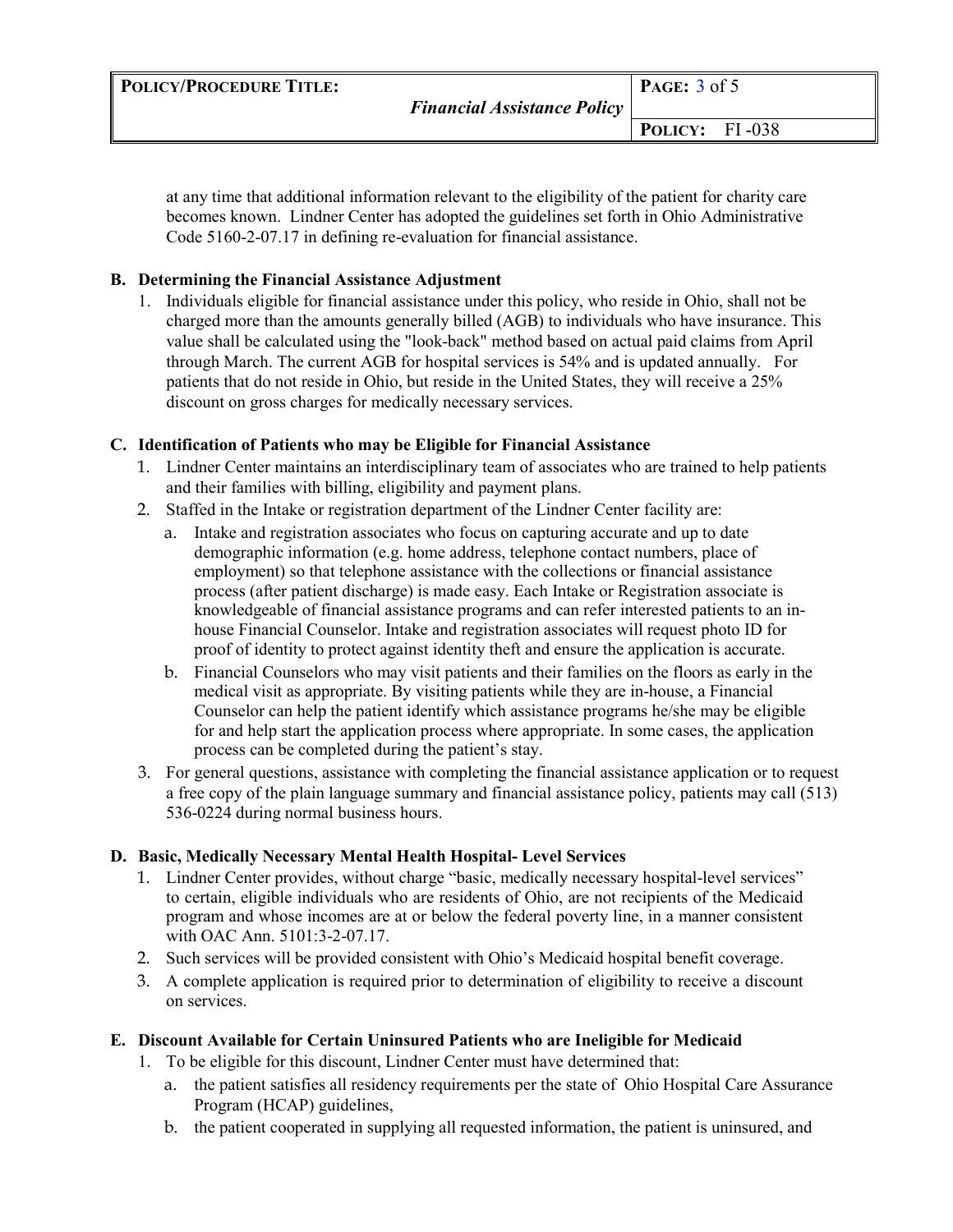at any time that additional information relevant to the eligibility of the patient for charity care becomes known. Lindner Center has adopted the guidelines set forth in Ohio Administrative Code 5160-2-07.17 in defining re-evaluation for financial assistance.

**B. Determining the Financial Assistance Adjustment**

1. Individuals eligible for financial assistance under this policy, who reside in Ohio, shall not be charged more than the amounts generally billed (AGB) to individuals who have insurance. This value shall be calculated using the "look-back" method based on actual paid claims from April through March. The current AGB for hospital services is 54% and is updated annually. For patients that do not reside in Ohio, but reside in the United States, they will receive a 25% discount on gross charges for medically necessary services.

**C. Identification of Patients who may be Eligible for Financial Assistance**

1. Lindner Center maintains an interdisciplinary team of associates who are trained to help patients and their families with billing, eligibility and payment plans.
2. Staffed in the Intake or registration department of the Lindner Center facility are:
   a. Intake and registration associates who focus on capturing accurate and up to date demographic information (e.g. home address, telephone contact numbers, place of employment) so that telephone assistance with the collections or financial assistance process (after patient discharge) is made easy. Each Intake or Registration associate is knowledgeable of financial assistance programs and can refer interested patients to an in-house Financial Counselor. Intake and registration associates will request photo ID for proof of identity to protect against identity theft and ensure the application is accurate.
   b. Financial Counselors who may visit patients and their families on the floors as early in the medical visit as appropriate. By visiting patients while they are in-house, a Financial Counselor can help the patient identify which assistance programs he/she may be eligible for and help start the application process where appropriate. In some cases, the application process can be completed during the patient's stay.
3. For general questions, assistance with completing the financial assistance application or to request a free copy of the plain language summary and financial assistance policy, patients may call (513) 536-0224 during normal business hours.

**D. Basic, Medically Necessary Mental Health Hospital- Level Services**

1. Lindner Center provides, without charge "basic, medically necessary hospital-level services" to certain, eligible individuals who are residents of Ohio, are not recipients of the Medicaid program and whose incomes are at or below the federal poverty line, in a manner consistent with OAC Ann. 5101:3-2-07.17.
2. Such services will be provided consistent with Ohio's Medicaid hospital benefit coverage.
3. A complete application is required prior to determination of eligibility to receive a discount on services.

**E. Discount Available for Certain Uninsured Patients who are Ineligible for Medicaid**

1. To be eligible for this discount, Lindner Center must have determined that:
   a. the patient satisfies all residency requirements per the state of Ohio Hospital Care Assurance Program (HCAP) guidelines,
   b. the patient cooperated in supplying all requested information, the patient is uninsured, and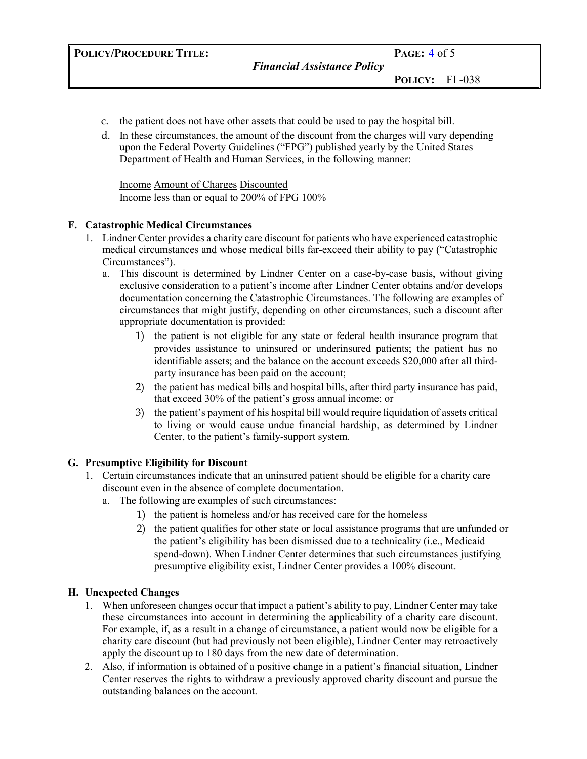c. the patient does not have other assets that could be used to pay the hospital bill.

d. In these circumstances, the amount of the discount from the charges will vary depending upon the Federal Poverty Guidelines ("FPG") published yearly by the United States Department of Health and Human Services, in the following manner:

| Income | Amount of Charges Discounted |
| --- | --- |
| Income less than or equal to 200% of FPG | 100% |

## F. Catastrophic Medical Circumstances

1. Lindner Center provides a charity care discount for patients who have experienced catastrophic medical circumstances and whose medical bills far-exceed their ability to pay ("Catastrophic Circumstances").
   a. This discount is determined by Lindner Center on a case-by-case basis, without giving exclusive consideration to a patient's income after Lindner Center obtains and/or develops documentation concerning the Catastrophic Circumstances. The following are examples of circumstances that might justify, depending on other circumstances, such a discount after appropriate documentation is provided:
      1) the patient is not eligible for any state or federal health insurance program that provides assistance to uninsured or underinsured patients; the patient has no identifiable assets; and the balance on the account exceeds $20,000 after all third-party insurance has been paid on the account;
      2) the patient has medical bills and hospital bills, after third party insurance has paid, that exceed 30% of the patient's gross annual income; or
      3) the patient's payment of his hospital bill would require liquidation of assets critical to living or would cause undue financial hardship, as determined by Lindner Center, to the patient's family-support system.

## G. Presumptive Eligibility for Discount

1. Certain circumstances indicate that an uninsured patient should be eligible for a charity care discount even in the absence of complete documentation.
   a. The following are examples of such circumstances:
      1) the patient is homeless and/or has received care for the homeless
      2) the patient qualifies for other state or local assistance programs that are unfunded or the patient's eligibility has been dismissed due to a technicality (i.e., Medicaid spend-down). When Lindner Center determines that such circumstances justifying presumptive eligibility exist, Lindner Center provides a 100% discount.

## H. Unexpected Changes

1. When unforeseen changes occur that impact a patient's ability to pay, Lindner Center may take these circumstances into account in determining the applicability of a charity care discount. For example, if, as a result in a change of circumstance, a patient would now be eligible for a charity care discount (but had previously not been eligible), Lindner Center may retroactively apply the discount up to 180 days from the new date of determination.
2. Also, if information is obtained of a positive change in a patient's financial situation, Lindner Center reserves the rights to withdraw a previously approved charity discount and pursue the outstanding balances on the account.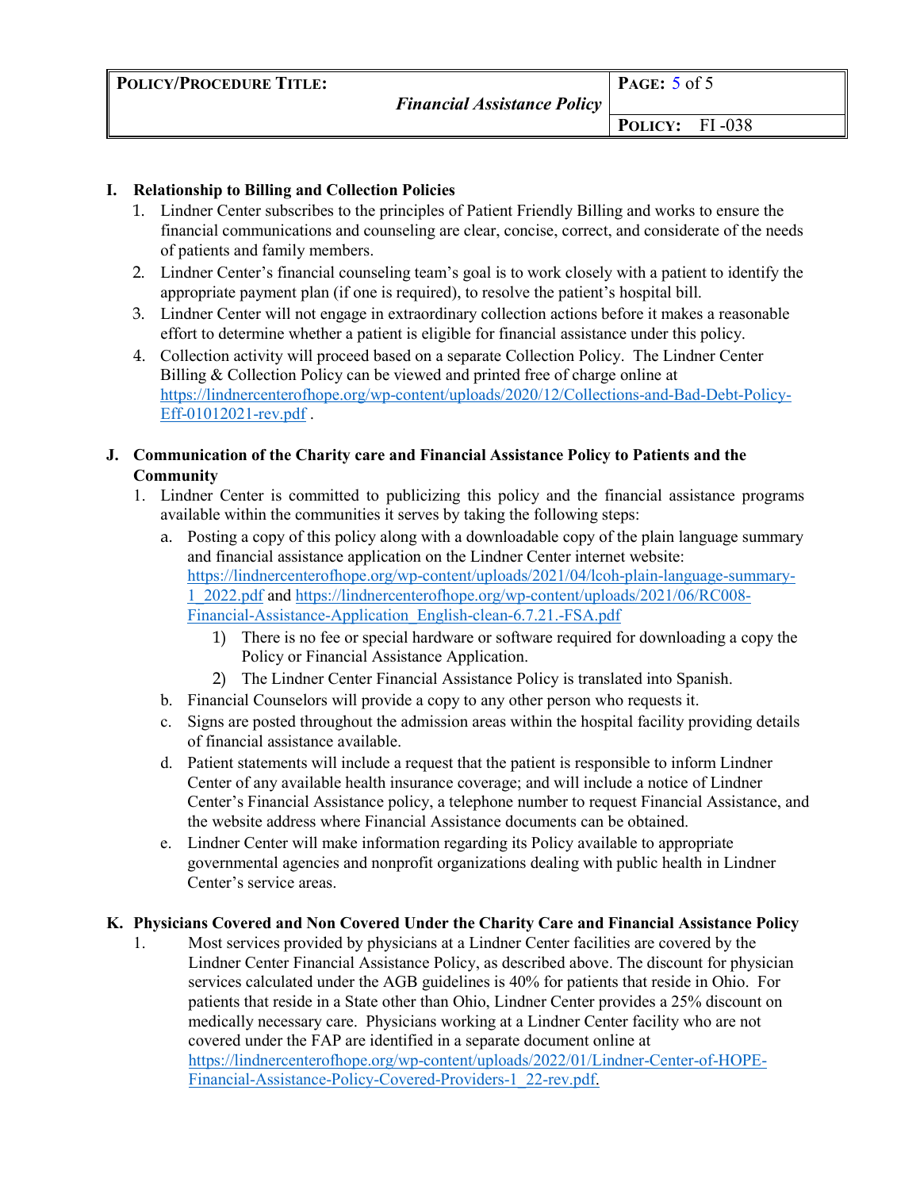## I. Relationship to Billing and Collection Policies

1. Lindner Center subscribes to the principles of Patient Friendly Billing and works to ensure the financial communications and counseling are clear, concise, correct, and considerate of the needs of patients and family members.
2. Lindner Center's financial counseling team's goal is to work closely with a patient to identify the appropriate payment plan (if one is required), to resolve the patient's hospital bill.
3. Lindner Center will not engage in extraordinary collection actions before it makes a reasonable effort to determine whether a patient is eligible for financial assistance under this policy.
4. Collection activity will proceed based on a separate Collection Policy. The Lindner Center Billing & Collection Policy can be viewed and printed free of charge online at https://lindnercenterofhope.org/wp-content/uploads/2020/12/Collections-and-Bad-Debt-Policy-Eff-01012021-rev.pdf .

## J. Communication of the Charity care and Financial Assistance Policy to Patients and the Community

1. Lindner Center is committed to publicizing this policy and the financial assistance programs available within the communities it serves by taking the following steps:
   a. Posting a copy of this policy along with a downloadable copy of the plain language summary and financial assistance application on the Lindner Center internet website: https://lindnercenterofhope.org/wp-content/uploads/2021/04/lcoh-plain-language-summary-1_2022.pdf and https://lindnercenterofhope.org/wp-content/uploads/2021/06/RC008-Financial-Assistance-Application_English-clean-6.7.21.-FSA.pdf
      1) There is no fee or special hardware or software required for downloading a copy the Policy or Financial Assistance Application.
      2) The Lindner Center Financial Assistance Policy is translated into Spanish.
   b. Financial Counselors will provide a copy to any other person who requests it.
   c. Signs are posted throughout the admission areas within the hospital facility providing details of financial assistance available.
   d. Patient statements will include a request that the patient is responsible to inform Lindner Center of any available health insurance coverage; and will include a notice of Lindner Center's Financial Assistance policy, a telephone number to request Financial Assistance, and the website address where Financial Assistance documents can be obtained.
   e. Lindner Center will make information regarding its Policy available to appropriate governmental agencies and nonprofit organizations dealing with public health in Lindner Center's service areas.

## K. Physicians Covered and Non Covered Under the Charity Care and Financial Assistance Policy

1. Most services provided by physicians at a Lindner Center facilities are covered by the Lindner Center Financial Assistance Policy, as described above. The discount for physician services calculated under the AGB guidelines is 40% for patients that reside in Ohio. For patients that reside in a State other than Ohio, Lindner Center provides a 25% discount on medically necessary care. Physicians working at a Lindner Center facility who are not covered under the FAP are identified in a separate document online at https://lindnercenterofhope.org/wp-content/uploads/2022/01/Lindner-Center-of-HOPE-Financial-Assistance-Policy-Covered-Providers-1_22-rev.pdf.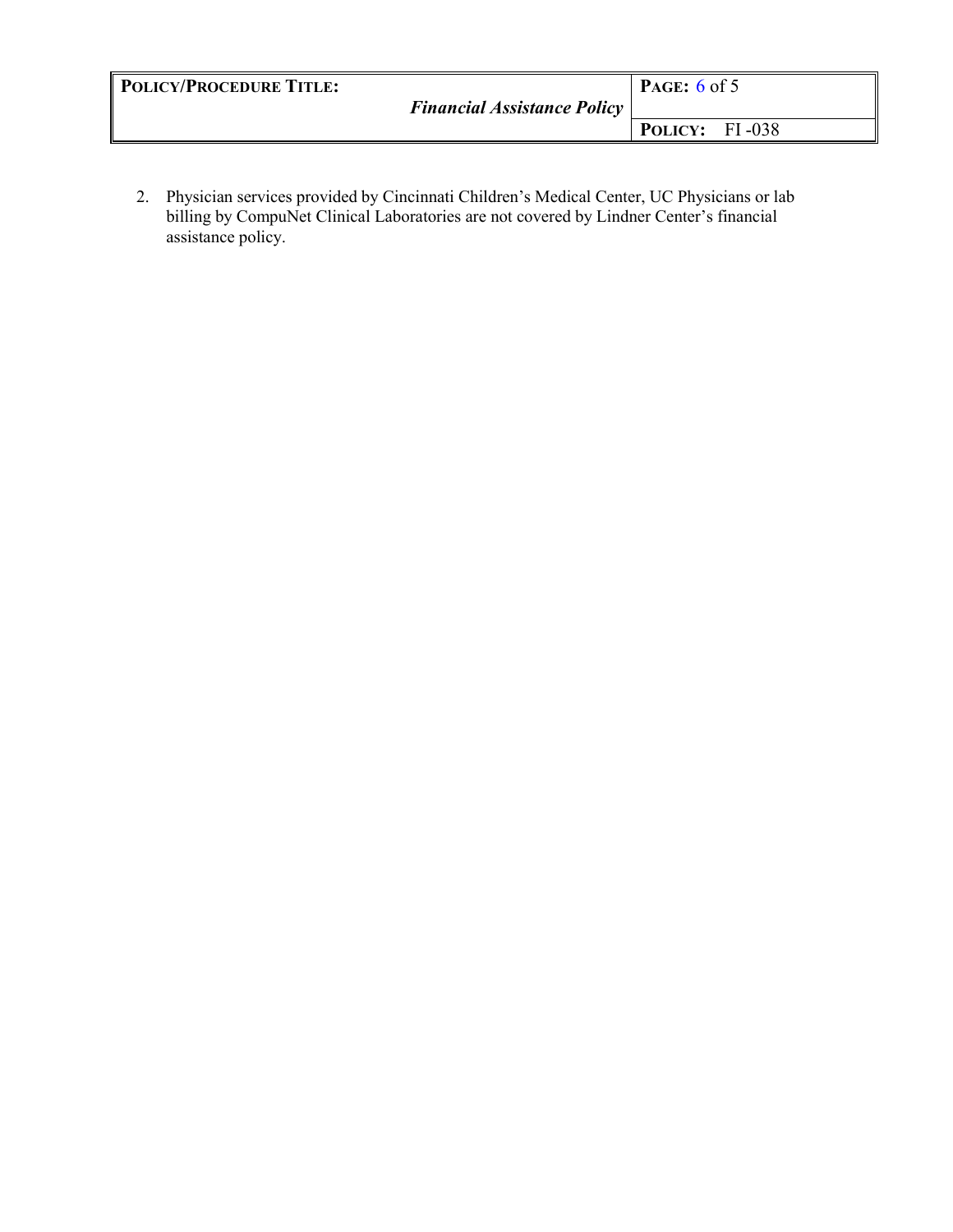2. Physician services provided by Cincinnati Children's Medical Center, UC Physicians or lab billing by CompuNet Clinical Laboratories are not covered by Lindner Center's financial assistance policy.